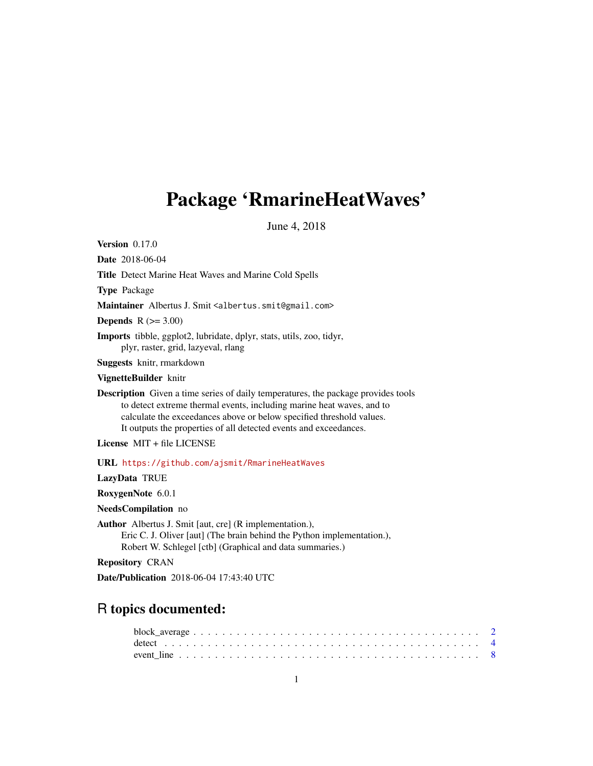# Package 'RmarineHeatWaves'

June 4, 2018

**Version** 0.17.0

**Date** 2018-06-04

**Title** Detect Marine Heat Waves and Marine Cold Spells

**Type** Package

**Maintainer** Albertus J. Smit <albertus.smit@gmail.com>

**Depends** R (>= 3.00)

**Imports** tibble, ggplot2, lubridate, dplyr, stats, utils, zoo, tidyr, plyr, raster, grid, lazyeval, rlang

**Suggests** knitr, rmarkdown

**VignetteBuilder** knitr

**Description** Given a time series of daily temperatures, the package provides tools to detect extreme thermal events, including marine heat waves, and to calculate the exceedances above or below specified threshold values. It outputs the properties of all detected events and exceedances.

**License** MIT + file LICENSE

**URL** https://github.com/ajsmit/RmarineHeatWaves

**LazyData** TRUE

**RoxygenNote** 6.0.1

**NeedsCompilation** no

**Author** Albertus J. Smit [aut, cre] (R implementation.), Eric C. J. Oliver [aut] (The brain behind the Python implementation.), Robert W. Schlegel [ctb] (Graphical and data summaries.)

**Repository** CRAN

**Date/Publication** 2018-06-04 17:43:40 UTC

## R topics documented:

- block_average . . . . . . . . . . . . . . . . . . . . . . . . . . . . . . . . . . . . . . 2
- detect . . . . . . . . . . . . . . . . . . . . . . . . . . . . . . . . . . . . . . . . . . 4
- event_line . . . . . . . . . . . . . . . . . . . . . . . . . . . . . . . . . . . . . . . . 8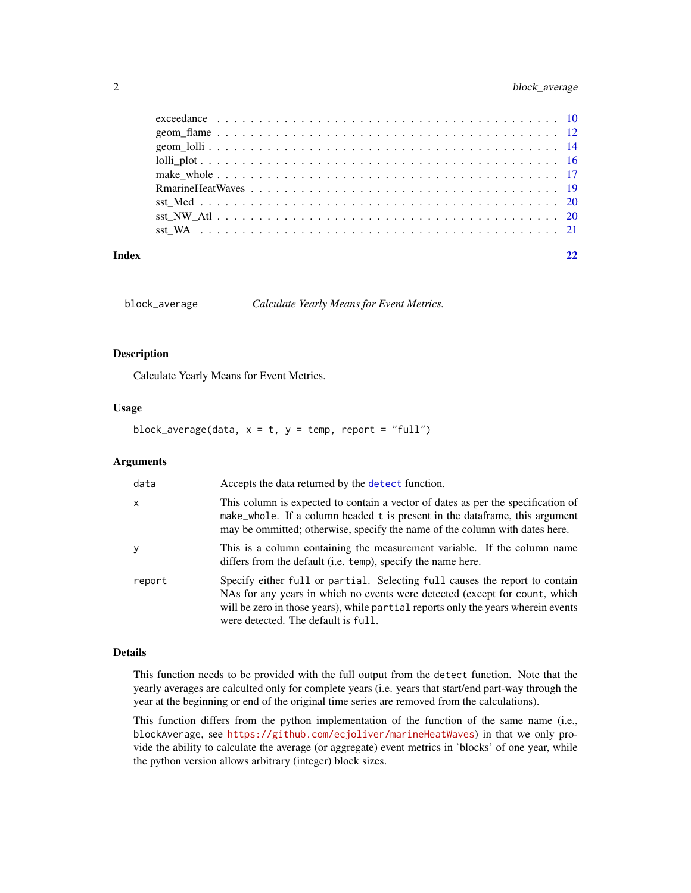exceedance . . . . . . . . . . . . . . . . . . . . . . . . . . . . . . . . . . . . . . 10
geom_flame . . . . . . . . . . . . . . . . . . . . . . . . . . . . . . . . . . . . . . 12
geom_lolli . . . . . . . . . . . . . . . . . . . . . . . . . . . . . . . . . . . . . . 14
lolli_plot . . . . . . . . . . . . . . . . . . . . . . . . . . . . . . . . . . . . . . 16
make_whole . . . . . . . . . . . . . . . . . . . . . . . . . . . . . . . . . . . . . . 17
RmarineHeatWaves . . . . . . . . . . . . . . . . . . . . . . . . . . . . . . . . . . . 19
sst_Med . . . . . . . . . . . . . . . . . . . . . . . . . . . . . . . . . . . . . . . . 20
sst_NW_Atl . . . . . . . . . . . . . . . . . . . . . . . . . . . . . . . . . . . . . . 20
sst_WA . . . . . . . . . . . . . . . . . . . . . . . . . . . . . . . . . . . . . . . . 21

**Index** **22**

---

`block_average` *Calculate Yearly Means for Event Metrics.*

---

## Description

Calculate Yearly Means for Event Metrics.

## Usage

```
block_average(data, x = t, y = temp, report = "full")
```

## Arguments

| | |
|---|---|
| `data` | Accepts the data returned by the `detect` function. |
| `x` | This column is expected to contain a vector of dates as per the specification of `make_whole`. If a column headed `t` is present in the dataframe, this argument may be ommitted; otherwise, specify the name of the column with dates here. |
| `y` | This is a column containing the measurement variable. If the column name differs from the default (i.e. `temp`), specify the name here. |
| `report` | Specify either `full` or `partial`. Selecting `full` causes the report to contain NAs for any years in which no events were detected (except for `count`, which will be zero in those years), while `partial` reports only the years wherein events were detected. The default is `full`. |

## Details

This function needs to be provided with the full output from the `detect` function. Note that the yearly averages are calculted only for complete years (i.e. years that start/end part-way through the year at the beginning or end of the original time series are removed from the calculations).

This function differs from the python implementation of the function of the same name (i.e., `blockAverage`, see https://github.com/ecjoliver/marineHeatWaves) in that we only provide the ability to calculate the average (or aggregate) event metrics in 'blocks' of one year, while the python version allows arbitrary (integer) block sizes.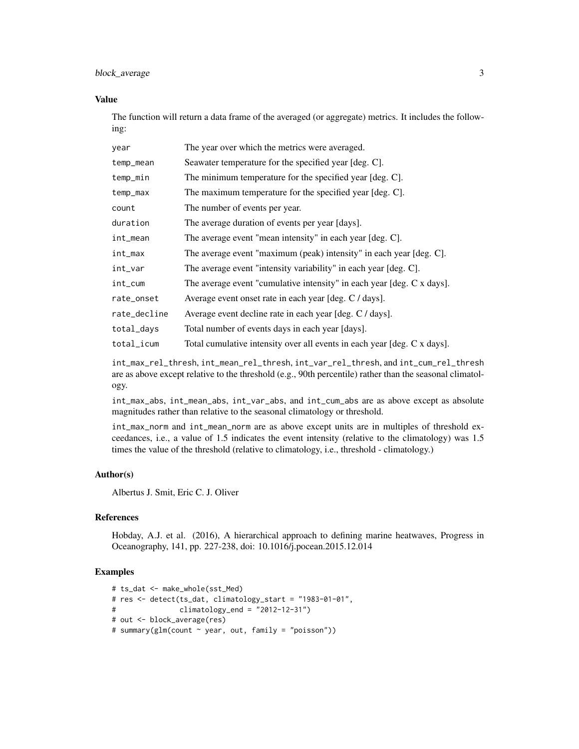## Value

The function will return a data frame of the averaged (or aggregate) metrics. It includes the following:

| | |
|---|---|
| `year` | The year over which the metrics were averaged. |
| `temp_mean` | Seawater temperature for the specified year [deg. C]. |
| `temp_min` | The minimum temperature for the specified year [deg. C]. |
| `temp_max` | The maximum temperature for the specified year [deg. C]. |
| `count` | The number of events per year. |
| `duration` | The average duration of events per year [days]. |
| `int_mean` | The average event "mean intensity" in each year [deg. C]. |
| `int_max` | The average event "maximum (peak) intensity" in each year [deg. C]. |
| `int_var` | The average event "intensity variability" in each year [deg. C]. |
| `int_cum` | The average event "cumulative intensity" in each year [deg. C x days]. |
| `rate_onset` | Average event onset rate in each year [deg. C / days]. |
| `rate_decline` | Average event decline rate in each year [deg. C / days]. |
| `total_days` | Total number of events days in each year [days]. |
| `total_icum` | Total cumulative intensity over all events in each year [deg. C x days]. |

`int_max_rel_thresh`, `int_mean_rel_thresh`, `int_var_rel_thresh`, and `int_cum_rel_thresh` are as above except relative to the threshold (e.g., 90th percentile) rather than the seasonal climatology.

`int_max_abs`, `int_mean_abs`, `int_var_abs`, and `int_cum_abs` are as above except as absolute magnitudes rather than relative to the seasonal climatology or threshold.

`int_max_norm` and `int_mean_norm` are as above except units are in multiples of threshold exceedances, i.e., a value of 1.5 indicates the event intensity (relative to the climatology) was 1.5 times the value of the threshold (relative to climatology, i.e., threshold - climatology.)

## Author(s)

Albertus J. Smit, Eric C. J. Oliver

## References

Hobday, A.J. et al. (2016), A hierarchical approach to defining marine heatwaves, Progress in Oceanography, 141, pp. 227-238, doi: 10.1016/j.pocean.2015.12.014

## Examples

```
# ts_dat <- make_whole(sst_Med)
# res <- detect(ts_dat, climatology_start = "1983-01-01",
#               climatology_end = "2012-12-31")
# out <- block_average(res)
# summary(glm(count ~ year, out, family = "poisson"))
```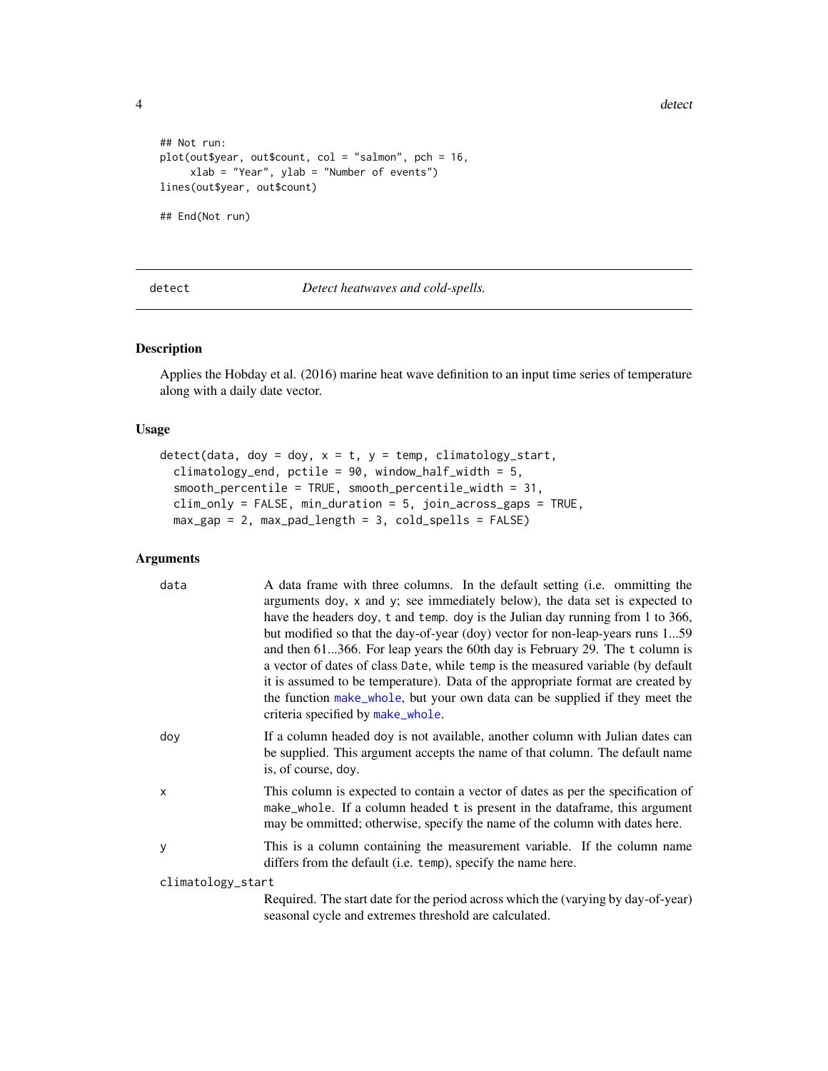```
## Not run:
plot(out$year, out$count, col = "salmon", pch = 16,
     xlab = "Year", ylab = "Number of events")
lines(out$year, out$count)

## End(Not run)
```

## detect — *Detect heatwaves and cold-spells.*

### Description

Applies the Hobday et al. (2016) marine heat wave definition to an input time series of temperature along with a daily date vector.

### Usage

```
detect(data, doy = doy, x = t, y = temp, climatology_start,
  climatology_end, pctile = 90, window_half_width = 5,
  smooth_percentile = TRUE, smooth_percentile_width = 31,
  clim_only = FALSE, min_duration = 5, join_across_gaps = TRUE,
  max_gap = 2, max_pad_length = 3, cold_spells = FALSE)
```

### Arguments

- `data` — A data frame with three columns. In the default setting (i.e. ommitting the arguments doy, x and y; see immediately below), the data set is expected to have the headers doy, t and temp. doy is the Julian day running from 1 to 366, but modified so that the day-of-year (doy) vector for non-leap-years runs 1...59 and then 61...366. For leap years the 60th day is February 29. The t column is a vector of dates of class Date, while temp is the measured variable (by default it is assumed to be temperature). Data of the appropriate format are created by the function make_whole, but your own data can be supplied if they meet the criteria specified by make_whole.
- `doy` — If a column headed doy is not available, another column with Julian dates can be supplied. This argument accepts the name of that column. The default name is, of course, doy.
- `x` — This column is expected to contain a vector of dates as per the specification of make_whole. If a column headed t is present in the dataframe, this argument may be omitted; otherwise, specify the name of the column with dates here.
- `y` — This is a column containing the measurement variable. If the column name differs from the default (i.e. temp), specify the name here.
- `climatology_start` — Required. The start date for the period across which the (varying by day-of-year) seasonal cycle and extremes threshold are calculated.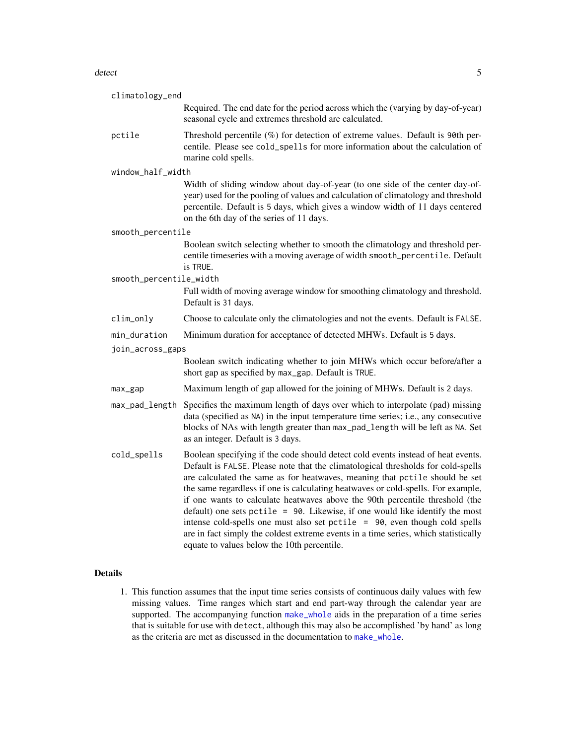`climatology_end`
: Required. The end date for the period across which the (varying by day-of-year) seasonal cycle and extremes threshold are calculated.

`pctile`
: Threshold percentile (%) for detection of extreme values. Default is `90`th percentile. Please see `cold_spells` for more information about the calculation of marine cold spells.

`window_half_width`
: Width of sliding window about day-of-year (to one side of the center day-of-year) used for the pooling of values and calculation of climatology and threshold percentile. Default is `5` days, which gives a window width of 11 days centered on the 6th day of the series of 11 days.

`smooth_percentile`
: Boolean switch selecting whether to smooth the climatology and threshold percentile timeseries with a moving average of width `smooth_percentile`. Default is `TRUE`.

`smooth_percentile_width`
: Full width of moving average window for smoothing climatology and threshold. Default is `31` days.

`clim_only`
: Choose to calculate only the climatologies and not the events. Default is `FALSE`.

`min_duration`
: Minimum duration for acceptance of detected MHWs. Default is `5` days.

`join_across_gaps`
: Boolean switch indicating whether to join MHWs which occur before/after a short gap as specified by `max_gap`. Default is `TRUE`.

`max_gap`
: Maximum length of gap allowed for the joining of MHWs. Default is `2` days.

`max_pad_length`
: Specifies the maximum length of days over which to interpolate (pad) missing data (specified as `NA`) in the input temperature time series; i.e., any consecutive blocks of NAs with length greater than `max_pad_length` will be left as `NA`. Set as an integer. Default is `3` days.

`cold_spells`
: Boolean specifying if the code should detect cold events instead of heat events. Default is `FALSE`. Please note that the climatological thresholds for cold-spells are calculated the same as for heatwaves, meaning that `pctile` should be set the same regardless if one is calculating heatwaves or cold-spells. For example, if one wants to calculate heatwaves above the 90th percentile threshold (the default) one sets `pctile = 90`. Likewise, if one would like identify the most intense cold-spells one must also set `pctile = 90`, even though cold spells are in fact simply the coldest extreme events in a time series, which statistically equate to values below the 10th percentile.

## Details

1. This function assumes that the input time series consists of continuous daily values with few missing values. Time ranges which start and end part-way through the calendar year are supported. The accompanying function `make_whole` aids in the preparation of a time series that is suitable for use with `detect`, although this may also be accomplished 'by hand' as long as the criteria are met as discussed in the documentation to `make_whole`.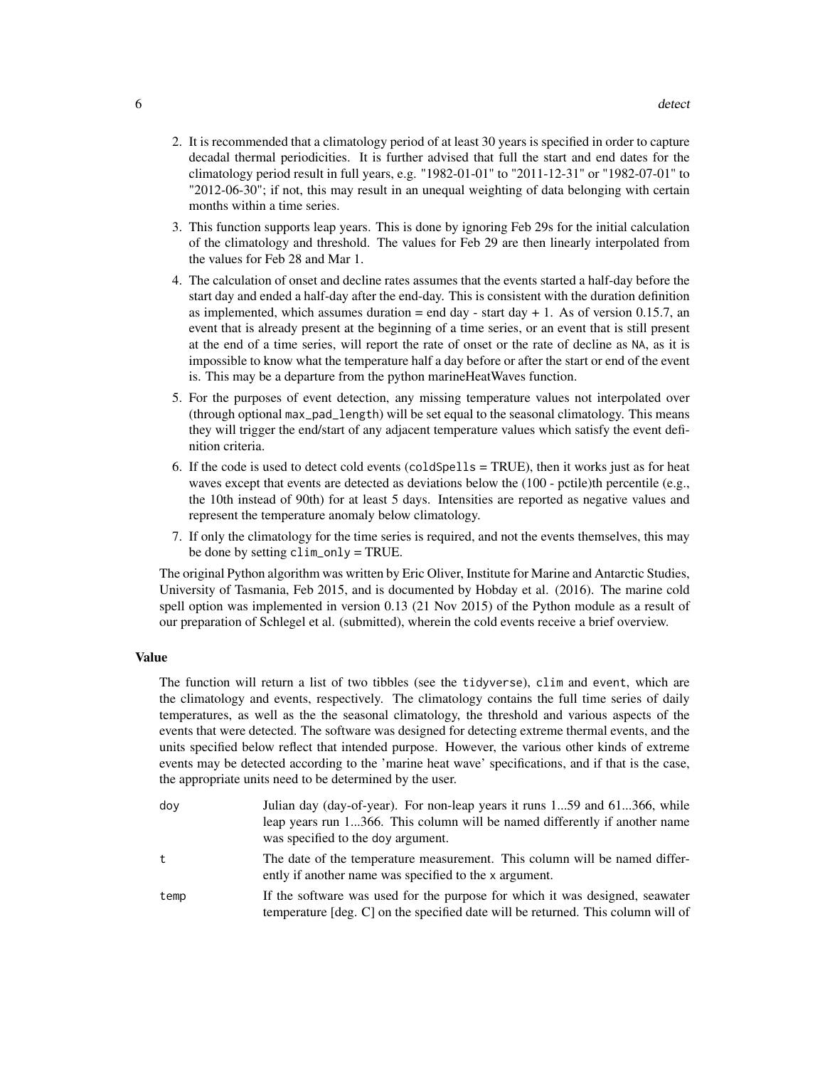2. It is recommended that a climatology period of at least 30 years is specified in order to capture decadal thermal periodicities. It is further advised that full the start and end dates for the climatology period result in full years, e.g. "1982-01-01" to "2011-12-31" or "1982-07-01" to "2012-06-30"; if not, this may result in an unequal weighting of data belonging with certain months within a time series.
3. This function supports leap years. This is done by ignoring Feb 29s for the initial calculation of the climatology and threshold. The values for Feb 29 are then linearly interpolated from the values for Feb 28 and Mar 1.
4. The calculation of onset and decline rates assumes that the events started a half-day before the start day and ended a half-day after the end-day. This is consistent with the duration definition as implemented, which assumes duration = end day - start day + 1. As of version 0.15.7, an event that is already present at the beginning of a time series, or an event that is still present at the end of a time series, will report the rate of onset or the rate of decline as `NA`, as it is impossible to know what the temperature half a day before or after the start or end of the event is. This may be a departure from the python marineHeatWaves function.
5. For the purposes of event detection, any missing temperature values not interpolated over (through optional `max_pad_length`) will be set equal to the seasonal climatology. This means they will trigger the end/start of any adjacent temperature values which satisfy the event definition criteria.
6. If the code is used to detect cold events (`coldSpells` = TRUE), then it works just as for heat waves except that events are detected as deviations below the (100 - pctile)th percentile (e.g., the 10th instead of 90th) for at least 5 days. Intensities are reported as negative values and represent the temperature anomaly below climatology.
7. If only the climatology for the time series is required, and not the events themselves, this may be done by setting `clim_only` = TRUE.

The original Python algorithm was written by Eric Oliver, Institute for Marine and Antarctic Studies, University of Tasmania, Feb 2015, and is documented by Hobday et al. (2016). The marine cold spell option was implemented in version 0.13 (21 Nov 2015) of the Python module as a result of our preparation of Schlegel et al. (submitted), wherein the cold events receive a brief overview.

### Value

The function will return a list of two tibbles (see the `tidyverse`), `clim` and `event`, which are the climatology and events, respectively. The climatology contains the full time series of daily temperatures, as well as the the seasonal climatology, the threshold and various aspects of the events that were detected. The software was designed for detecting extreme thermal events, and the units specified below reflect that intended purpose. However, the various other kinds of extreme events may be detected according to the 'marine heat wave' specifications, and if that is the case, the appropriate units need to be determined by the user.

| | |
|---|---|
| `doy` | Julian day (day-of-year). For non-leap years it runs 1...59 and 61...366, while leap years run 1...366. This column will be named differently if another name was specified to the `doy` argument. |
| `t` | The date of the temperature measurement. This column will be named differently if another name was specified to the `x` argument. |
| `temp` | If the software was used for the purpose for which it was designed, seawater temperature [deg. C] on the specified date will be returned. This column will of |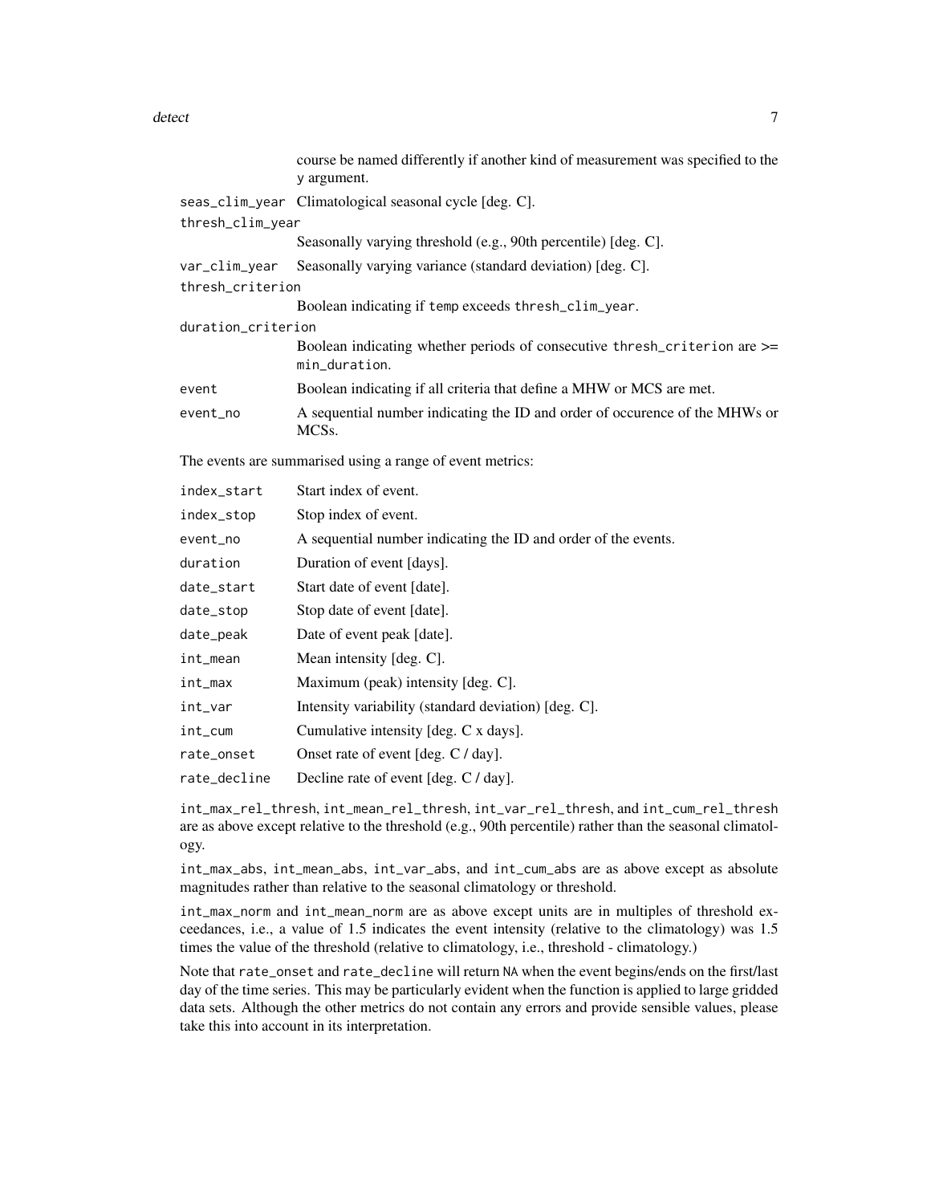course be named differently if another kind of measurement was specified to the y argument.

| | |
|---|---|
| `seas_clim_year` | Climatological seasonal cycle [deg. C]. |
| `thresh_clim_year` | Seasonally varying threshold (e.g., 90th percentile) [deg. C]. |
| `var_clim_year` | Seasonally varying variance (standard deviation) [deg. C]. |
| `thresh_criterion` | Boolean indicating if `temp` exceeds `thresh_clim_year`. |
| `duration_criterion` | Boolean indicating whether periods of consecutive `thresh_criterion` are >= `min_duration`. |
| `event` | Boolean indicating if all criteria that define a MHW or MCS are met. |
| `event_no` | A sequential number indicating the ID and order of occurence of the MHWs or MCSs. |

The events are summarised using a range of event metrics:

| | |
|---|---|
| `index_start` | Start index of event. |
| `index_stop` | Stop index of event. |
| `event_no` | A sequential number indicating the ID and order of the events. |
| `duration` | Duration of event [days]. |
| `date_start` | Start date of event [date]. |
| `date_stop` | Stop date of event [date]. |
| `date_peak` | Date of event peak [date]. |
| `int_mean` | Mean intensity [deg. C]. |
| `int_max` | Maximum (peak) intensity [deg. C]. |
| `int_var` | Intensity variability (standard deviation) [deg. C]. |
| `int_cum` | Cumulative intensity [deg. C x days]. |
| `rate_onset` | Onset rate of event [deg. C / day]. |
| `rate_decline` | Decline rate of event [deg. C / day]. |

`int_max_rel_thresh`, `int_mean_rel_thresh`, `int_var_rel_thresh`, and `int_cum_rel_thresh` are as above except relative to the threshold (e.g., 90th percentile) rather than the seasonal climatology.

`int_max_abs`, `int_mean_abs`, `int_var_abs`, and `int_cum_abs` are as above except as absolute magnitudes rather than relative to the seasonal climatology or threshold.

`int_max_norm` and `int_mean_norm` are as above except units are in multiples of threshold exceedances, i.e., a value of 1.5 indicates the event intensity (relative to the climatology) was 1.5 times the value of the threshold (relative to climatology, i.e., threshold - climatology.)

Note that `rate_onset` and `rate_decline` will return `NA` when the event begins/ends on the first/last day of the time series. This may be particularly evident when the function is applied to large gridded data sets. Although the other metrics do not contain any errors and provide sensible values, please take this into account in its interpretation.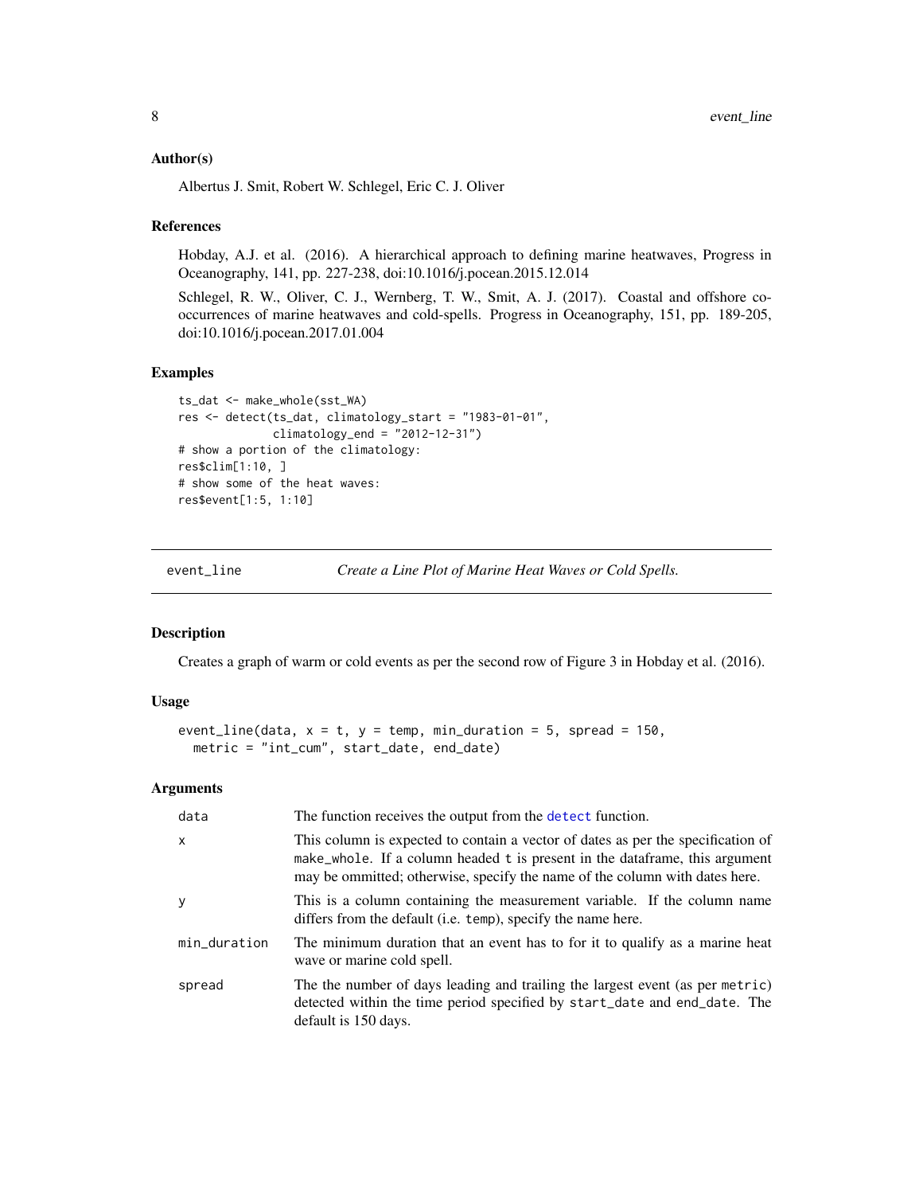### Author(s)

Albertus J. Smit, Robert W. Schlegel, Eric C. J. Oliver

### References

Hobday, A.J. et al. (2016). A hierarchical approach to defining marine heatwaves, Progress in Oceanography, 141, pp. 227-238, doi:10.1016/j.pocean.2015.12.014

Schlegel, R. W., Oliver, C. J., Wernberg, T. W., Smit, A. J. (2017). Coastal and offshore co-occurrences of marine heatwaves and cold-spells. Progress in Oceanography, 151, pp. 189-205, doi:10.1016/j.pocean.2017.01.004

### Examples

```
ts_dat <- make_whole(sst_WA)
res <- detect(ts_dat, climatology_start = "1983-01-01",
              climatology_end = "2012-12-31")
# show a portion of the climatology:
res$clim[1:10, ]
# show some of the heat waves:
res$event[1:5, 1:10]
```

---

## event_line — *Create a Line Plot of Marine Heat Waves or Cold Spells.*

### Description

Creates a graph of warm or cold events as per the second row of Figure 3 in Hobday et al. (2016).

### Usage

```
event_line(data, x = t, y = temp, min_duration = 5, spread = 150,
  metric = "int_cum", start_date, end_date)
```

### Arguments

| | |
|---|---|
| data | The function receives the output from the detect function. |
| x | This column is expected to contain a vector of dates as per the specification of make_whole. If a column headed t is present in the dataframe, this argument may be ommitted; otherwise, specify the name of the column with dates here. |
| y | This is a column containing the measurement variable. If the column name differs from the default (i.e. temp), specify the name here. |
| min_duration | The minimum duration that an event has to for it to qualify as a marine heat wave or marine cold spell. |
| spread | The the number of days leading and trailing the largest event (as per metric) detected within the time period specified by start_date and end_date. The default is 150 days. |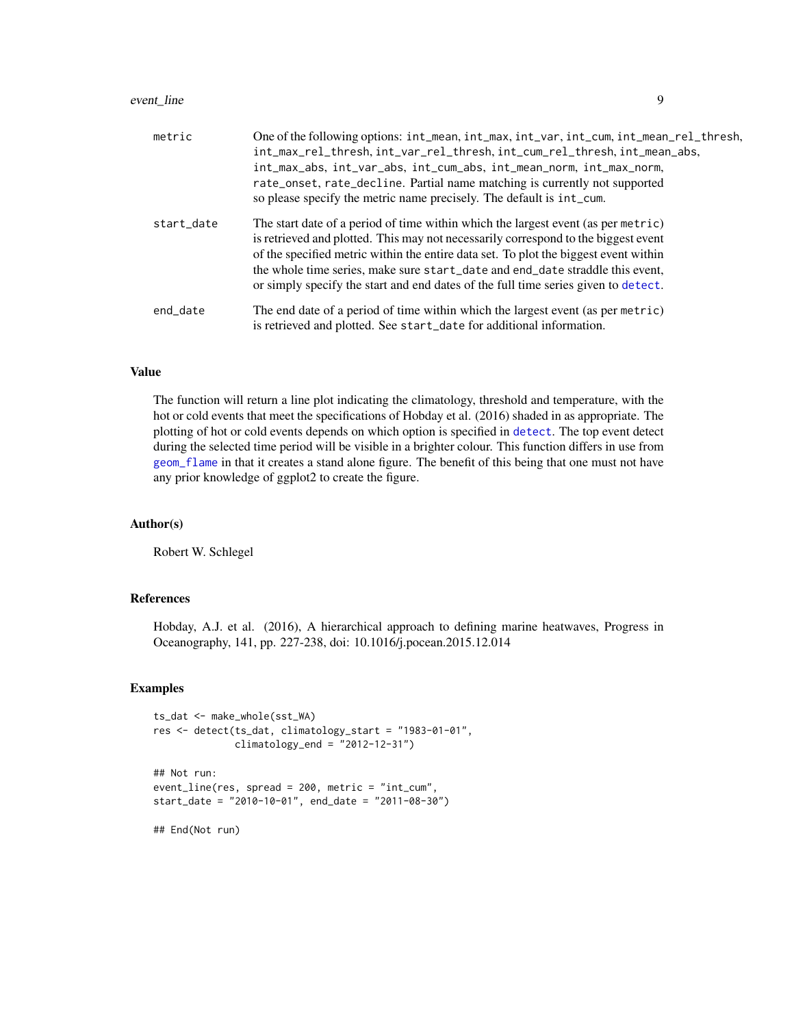| | |
|---|---|
| metric | One of the following options: int_mean, int_max, int_var, int_cum, int_mean_rel_thresh, int_max_rel_thresh, int_var_rel_thresh, int_cum_rel_thresh, int_mean_abs, int_max_abs, int_var_abs, int_cum_abs, int_mean_norm, int_max_norm, rate_onset, rate_decline. Partial name matching is currently not supported so please specify the metric name precisely. The default is int_cum. |
| start_date | The start date of a period of time within which the largest event (as per metric) is retrieved and plotted. This may not necessarily correspond to the biggest event of the specified metric within the entire data set. To plot the biggest event within the whole time series, make sure start_date and end_date straddle this event, or simply specify the start and end dates of the full time series given to detect. |
| end_date | The end date of a period of time within which the largest event (as per metric) is retrieved and plotted. See start_date for additional information. |

## Value

The function will return a line plot indicating the climatology, threshold and temperature, with the hot or cold events that meet the specifications of Hobday et al. (2016) shaded in as appropriate. The plotting of hot or cold events depends on which option is specified in detect. The top event detect during the selected time period will be visible in a brighter colour. This function differs in use from geom_flame in that it creates a stand alone figure. The benefit of this being that one must not have any prior knowledge of ggplot2 to create the figure.

## Author(s)

Robert W. Schlegel

## References

Hobday, A.J. et al. (2016), A hierarchical approach to defining marine heatwaves, Progress in Oceanography, 141, pp. 227-238, doi: 10.1016/j.pocean.2015.12.014

## Examples

```
ts_dat <- make_whole(sst_WA)
res <- detect(ts_dat, climatology_start = "1983-01-01",
              climatology_end = "2012-12-31")

## Not run:
event_line(res, spread = 200, metric = "int_cum",
start_date = "2010-10-01", end_date = "2011-08-30")

## End(Not run)
```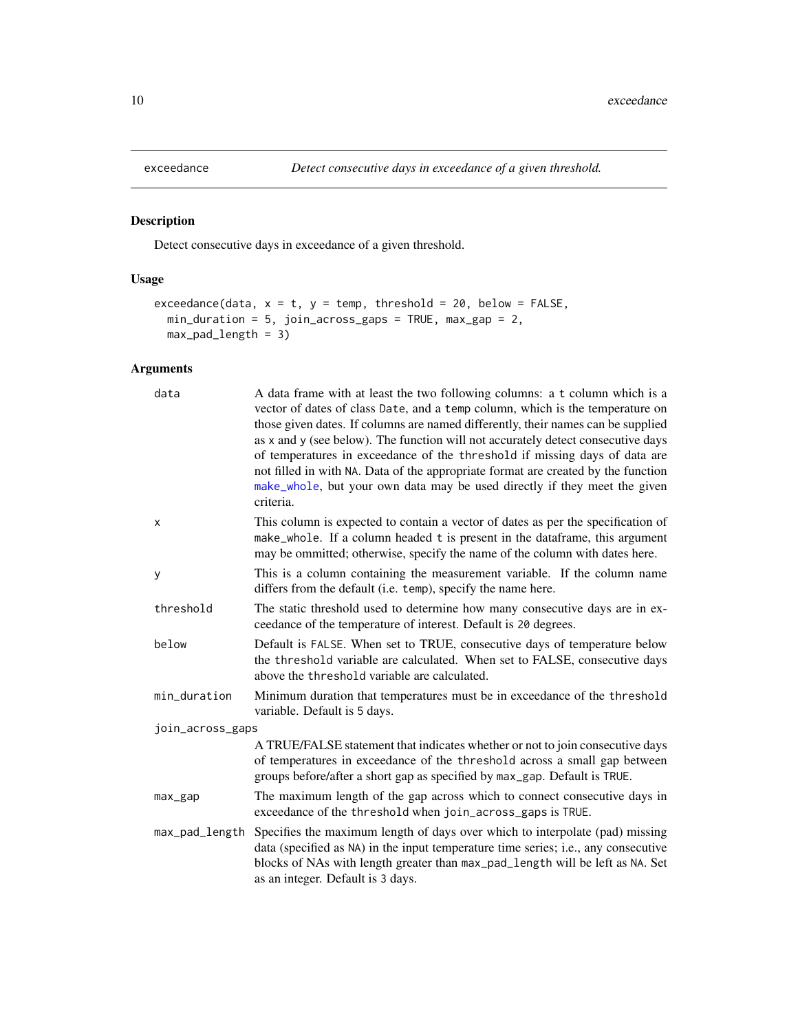`exceedance` *Detect consecutive days in exceedance of a given threshold.*

## Description

Detect consecutive days in exceedance of a given threshold.

## Usage

```
exceedance(data, x = t, y = temp, threshold = 20, below = FALSE,
  min_duration = 5, join_across_gaps = TRUE, max_gap = 2,
  max_pad_length = 3)
```

## Arguments

| Argument | Description |
| --- | --- |
| `data` | A data frame with at least the two following columns: a `t` column which is a vector of dates of class `Date`, and a `temp` column, which is the temperature on those given dates. If columns are named differently, their names can be supplied as `x` and `y` (see below). The function will not accurately detect consecutive days of temperatures in exceedance of the `threshold` if missing days of data are not filled in with `NA`. Data of the appropriate format are created by the function `make_whole`, but your own data may be used directly if they meet the given criteria. |
| `x` | This column is expected to contain a vector of dates as per the specification of `make_whole`. If a column headed `t` is present in the dataframe, this argument may be ommitted; otherwise, specify the name of the column with dates here. |
| `y` | This is a column containing the measurement variable. If the column name differs from the default (i.e. `temp`), specify the name here. |
| `threshold` | The static threshold used to determine how many consecutive days are in exceedance of the temperature of interest. Default is `20` degrees. |
| `below` | Default is `FALSE`. When set to TRUE, consecutive days of temperature below the `threshold` variable are calculated. When set to FALSE, consecutive days above the `threshold` variable are calculated. |
| `min_duration` | Minimum duration that temperatures must be in exceedance of the `threshold` variable. Default is `5` days. |
| `join_across_gaps` | A TRUE/FALSE statement that indicates whether or not to join consecutive days of temperatures in exceedance of the `threshold` across a small gap between groups before/after a short gap as specified by `max_gap`. Default is `TRUE`. |
| `max_gap` | The maximum length of the gap across which to connect consecutive days in exceedance of the `threshold` when `join_across_gaps` is `TRUE`. |
| `max_pad_length` | Specifies the maximum length of days over which to interpolate (pad) missing data (specified as `NA`) in the input temperature time series; i.e., any consecutive blocks of NAs with length greater than `max_pad_length` will be left as `NA`. Set as an integer. Default is `3` days. |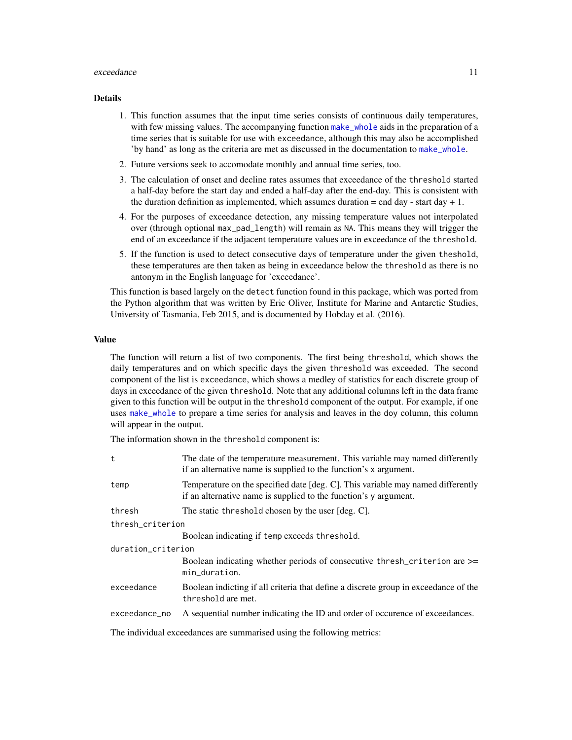## Details

1. This function assumes that the input time series consists of continuous daily temperatures, with few missing values. The accompanying function `make_whole` aids in the preparation of a time series that is suitable for use with `exceedance`, although this may also be accomplished 'by hand' as long as the criteria are met as discussed in the documentation to `make_whole`.
2. Future versions seek to accomodate monthly and annual time series, too.
3. The calculation of onset and decline rates assumes that exceedance of the `threshold` started a half-day before the start day and ended a half-day after the end-day. This is consistent with the duration definition as implemented, which assumes duration = end day - start day + 1.
4. For the purposes of exceedance detection, any missing temperature values not interpolated over (through optional `max_pad_length`) will remain as `NA`. This means they will trigger the end of an exceedance if the adjacent temperature values are in exceedance of the `threshold`.
5. If the function is used to detect consecutive days of temperature under the given `theshold`, these temperatures are then taken as being in exceedance below the `threshold` as there is no antonym in the English language for 'exceedance'.

This function is based largely on the `detect` function found in this package, which was ported from the Python algorithm that was written by Eric Oliver, Institute for Marine and Antarctic Studies, University of Tasmania, Feb 2015, and is documented by Hobday et al. (2016).

## Value

The function will return a list of two components. The first being `threshold`, which shows the daily temperatures and on which specific days the given `threshold` was exceeded. The second component of the list is `exceedance`, which shows a medley of statistics for each discrete group of days in exceedance of the given `threshold`. Note that any additional columns left in the data frame given to this function will be output in the `threshold` component of the output. For example, if one uses `make_whole` to prepare a time series for analysis and leaves in the `doy` column, this column will appear in the output.

The information shown in the `threshold` component is:

| | |
|---|---|
| `t` | The date of the temperature measurement. This variable may named differently if an alternative name is supplied to the function's `x` argument. |
| `temp` | Temperature on the specified date [deg. C]. This variable may named differently if an alternative name is supplied to the function's `y` argument. |
| `thresh` | The static `threshold` chosen by the user [deg. C]. |
| `thresh_criterion` | Boolean indicating if `temp` exceeds `threshold`. |
| `duration_criterion` | Boolean indicating whether periods of consecutive `thresh_criterion` are >= `min_duration`. |
| `exceedance` | Boolean indicting if all criteria that define a discrete group in exceedance of the `threshold` are met. |
| `exceedance_no` | A sequential number indicating the ID and order of occurence of exceedances. |

The individual exceedances are summarised using the following metrics: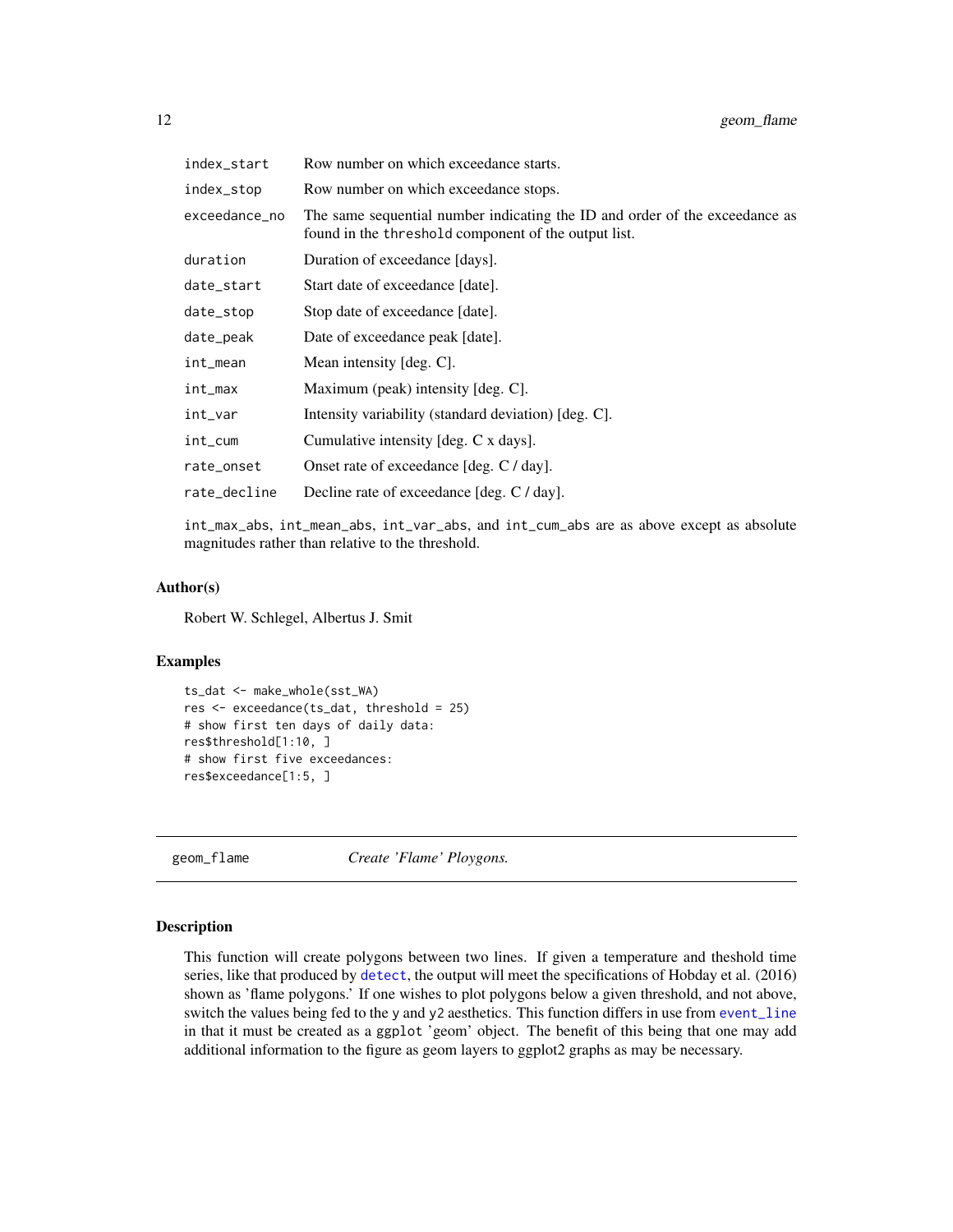| | |
|---|---|
| `index_start` | Row number on which exceedance starts. |
| `index_stop` | Row number on which exceedance stops. |
| `exceedance_no` | The same sequential number indicating the ID and order of the exceedance as found in the `threshold` component of the output list. |
| `duration` | Duration of exceedance [days]. |
| `date_start` | Start date of exceedance [date]. |
| `date_stop` | Stop date of exceedance [date]. |
| `date_peak` | Date of exceedance peak [date]. |
| `int_mean` | Mean intensity [deg. C]. |
| `int_max` | Maximum (peak) intensity [deg. C]. |
| `int_var` | Intensity variability (standard deviation) [deg. C]. |
| `int_cum` | Cumulative intensity [deg. C x days]. |
| `rate_onset` | Onset rate of exceedance [deg. C / day]. |
| `rate_decline` | Decline rate of exceedance [deg. C / day]. |

`int_max_abs`, `int_mean_abs`, `int_var_abs`, and `int_cum_abs` are as above except as absolute magnitudes rather than relative to the threshold.

### Author(s)

Robert W. Schlegel, Albertus J. Smit

### Examples

```
ts_dat <- make_whole(sst_WA)
res <- exceedance(ts_dat, threshold = 25)
# show first ten days of daily data:
res$threshold[1:10, ]
# show first five exceedances:
res$exceedance[1:5, ]
```

---

## `geom_flame` *Create 'Flame' Ploygons.*

---

### Description

This function will create polygons between two lines. If given a temperature and theshold time series, like that produced by `detect`, the output will meet the specifications of Hobday et al. (2016) shown as 'flame polygons.' If one wishes to plot polygons below a given threshold, and not above, switch the values being fed to the y and y2 aesthetics. This function differs in use from `event_line` in that it must be created as a `ggplot` 'geom' object. The benefit of this being that one may add additional information to the figure as geom layers to ggplot2 graphs as may be necessary.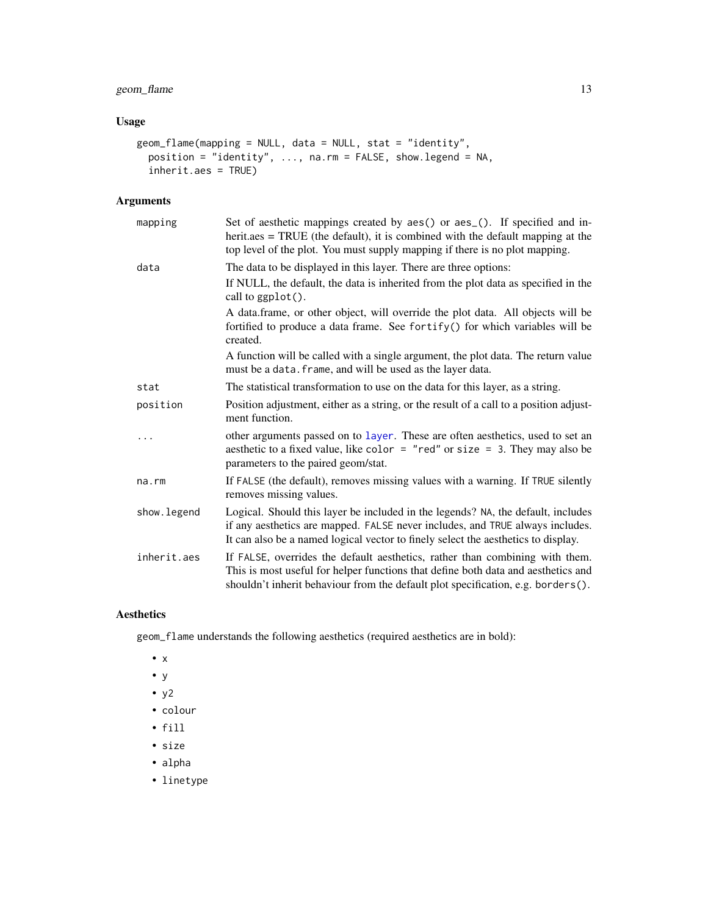### Usage

```
geom_flame(mapping = NULL, data = NULL, stat = "identity",
  position = "identity", ..., na.rm = FALSE, show.legend = NA,
  inherit.aes = TRUE)
```

### Arguments

| | |
|---|---|
| mapping | Set of aesthetic mappings created by aes() or aes_(). If specified and inherit.aes = TRUE (the default), it is combined with the default mapping at the top level of the plot. You must supply mapping if there is no plot mapping. |
| data | The data to be displayed in this layer. There are three options:<br>If NULL, the default, the data is inherited from the plot data as specified in the call to ggplot().<br>A data.frame, or other object, will override the plot data. All objects will be fortified to produce a data frame. See fortify() for which variables will be created.<br>A function will be called with a single argument, the plot data. The return value must be a data.frame, and will be used as the layer data. |
| stat | The statistical transformation to use on the data for this layer, as a string. |
| position | Position adjustment, either as a string, or the result of a call to a position adjustment function. |
| ... | other arguments passed on to layer. These are often aesthetics, used to set an aesthetic to a fixed value, like color = "red" or size = 3. They may also be parameters to the paired geom/stat. |
| na.rm | If FALSE (the default), removes missing values with a warning. If TRUE silently removes missing values. |
| show.legend | Logical. Should this layer be included in the legends? NA, the default, includes if any aesthetics are mapped. FALSE never includes, and TRUE always includes. It can also be a named logical vector to finely select the aesthetics to display. |
| inherit.aes | If FALSE, overrides the default aesthetics, rather than combining with them. This is most useful for helper functions that define both data and aesthetics and shouldn't inherit behaviour from the default plot specification, e.g. borders(). |

### Aesthetics

geom_flame understands the following aesthetics (required aesthetics are in bold):

- x
- y
- y2
- colour
- fill
- size
- alpha
- linetype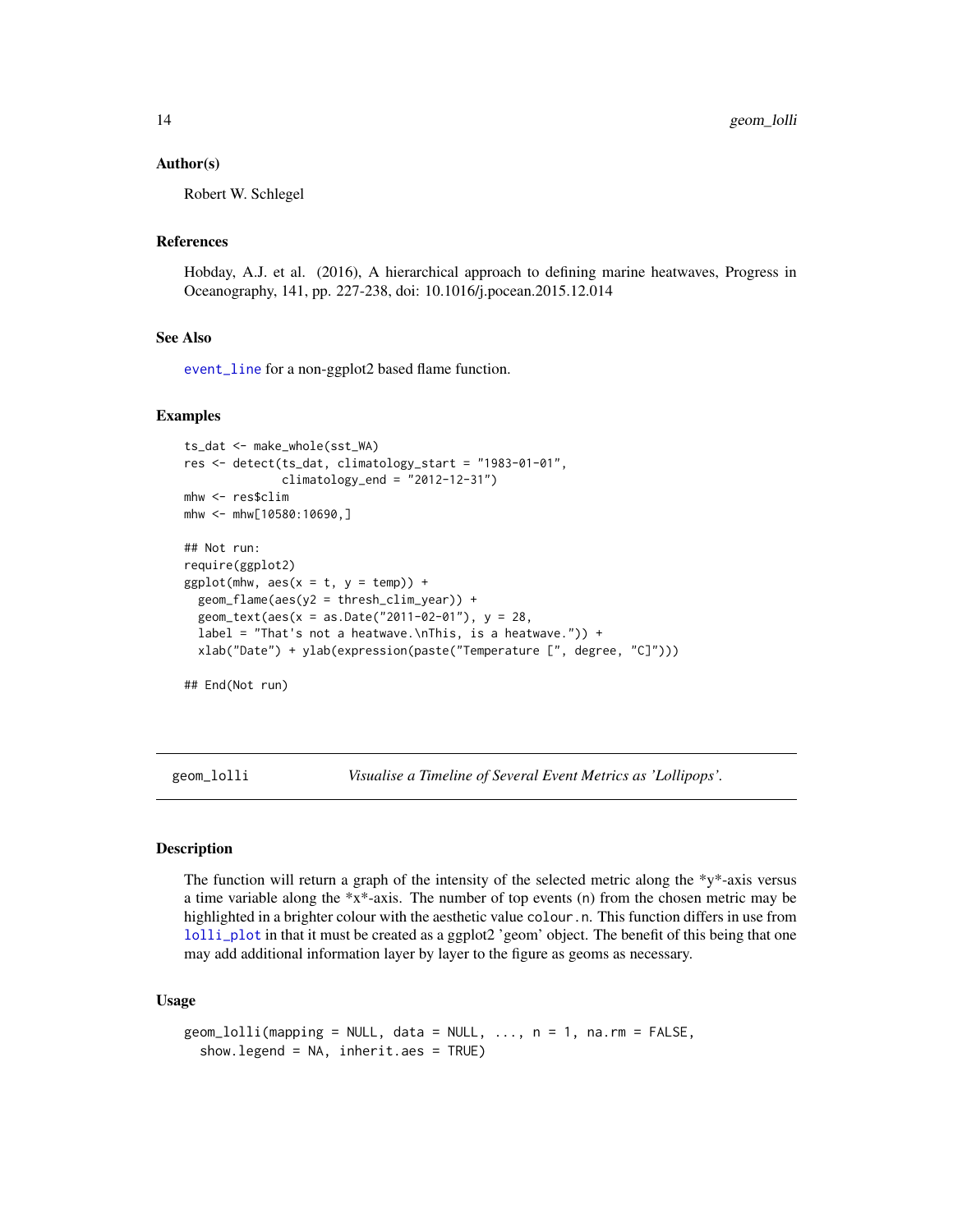### Author(s)

Robert W. Schlegel

### References

Hobday, A.J. et al. (2016), A hierarchical approach to defining marine heatwaves, Progress in Oceanography, 141, pp. 227-238, doi: 10.1016/j.pocean.2015.12.014

### See Also

event_line for a non-ggplot2 based flame function.

### Examples

```
ts_dat <- make_whole(sst_WA)
res <- detect(ts_dat, climatology_start = "1983-01-01",
              climatology_end = "2012-12-31")
mhw <- res$clim
mhw <- mhw[10580:10690,]

## Not run:
require(ggplot2)
ggplot(mhw, aes(x = t, y = temp)) +
  geom_flame(aes(y2 = thresh_clim_year)) +
  geom_text(aes(x = as.Date("2011-02-01"), y = 28,
  label = "That's not a heatwave.\nThis, is a heatwave.")) +
  xlab("Date") + ylab(expression(paste("Temperature [", degree, "C]")))

## End(Not run)
```

---

## geom_lolli — *Visualise a Timeline of Several Event Metrics as 'Lollipops'.*

### Description

The function will return a graph of the intensity of the selected metric along the *y*-axis versus a time variable along the *x*-axis. The number of top events (n) from the chosen metric may be highlighted in a brighter colour with the aesthetic value colour.n. This function differs in use from lolli_plot in that it must be created as a ggplot2 'geom' object. The benefit of this being that one may add additional information layer by layer to the figure as geoms as necessary.

### Usage

```
geom_lolli(mapping = NULL, data = NULL, ..., n = 1, na.rm = FALSE,
  show.legend = NA, inherit.aes = TRUE)
```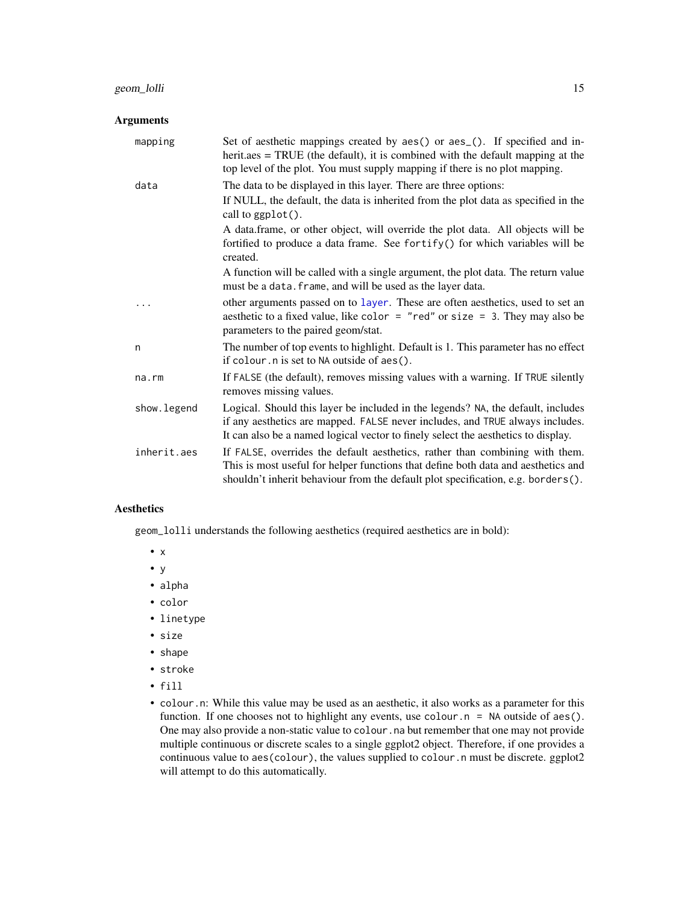## Arguments

| | |
|---|---|
| `mapping` | Set of aesthetic mappings created by `aes()` or `aes_()`. If specified and inherit.aes = TRUE (the default), it is combined with the default mapping at the top level of the plot. You must supply mapping if there is no plot mapping. |
| `data` | The data to be displayed in this layer. There are three options: If NULL, the default, the data is inherited from the plot data as specified in the call to `ggplot()`. A data.frame, or other object, will override the plot data. All objects will be fortified to produce a data frame. See `fortify()` for which variables will be created. A function will be called with a single argument, the plot data. The return value must be a `data.frame`, and will be used as the layer data. |
| `...` | other arguments passed on to `layer`. These are often aesthetics, used to set an aesthetic to a fixed value, like `color = "red"` or `size = 3`. They may also be parameters to the paired geom/stat. |
| `n` | The number of top events to highlight. Default is 1. This parameter has no effect if `colour.n` is set to `NA` outside of `aes()`. |
| `na.rm` | If `FALSE` (the default), removes missing values with a warning. If `TRUE` silently removes missing values. |
| `show.legend` | Logical. Should this layer be included in the legends? `NA`, the default, includes if any aesthetics are mapped. `FALSE` never includes, and `TRUE` always includes. It can also be a named logical vector to finely select the aesthetics to display. |
| `inherit.aes` | If `FALSE`, overrides the default aesthetics, rather than combining with them. This is most useful for helper functions that define both data and aesthetics and shouldn't inherit behaviour from the default plot specification, e.g. `borders()`. |

## Aesthetics

`geom_lolli` understands the following aesthetics (required aesthetics are in bold):

- `x`
- `y`
- `alpha`
- `color`
- `linetype`
- `size`
- `shape`
- `stroke`
- `fill`
- `colour.n`: While this value may be used as an aesthetic, it also works as a parameter for this function. If one chooses not to highlight any events, use `colour.n = NA` outside of `aes()`. One may also provide a non-static value to `colour.na` but remember that one may not provide multiple continuous or discrete scales to a single ggplot2 object. Therefore, if one provides a continuous value to `aes(colour)`, the values supplied to `colour.n` must be discrete. ggplot2 will attempt to do this automatically.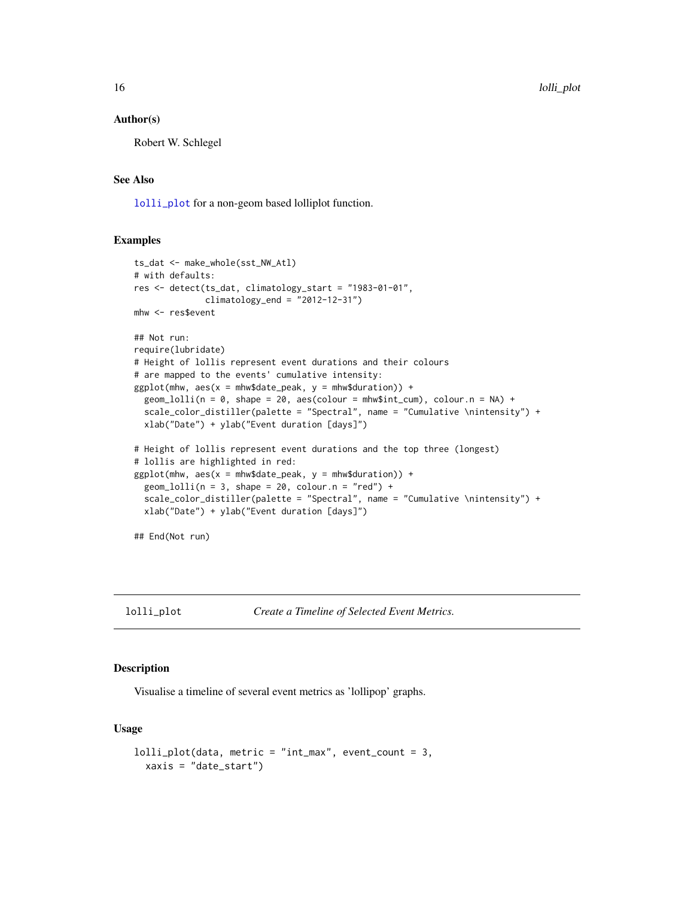### Author(s)

Robert W. Schlegel

### See Also

lolli_plot for a non-geom based lolliplot function.

### Examples

```
ts_dat <- make_whole(sst_NW_Atl)
# with defaults:
res <- detect(ts_dat, climatology_start = "1983-01-01",
              climatology_end = "2012-12-31")
mhw <- res$event

## Not run:
require(lubridate)
# Height of lollis represent event durations and their colours
# are mapped to the events' cumulative intensity:
ggplot(mhw, aes(x = mhw$date_peak, y = mhw$duration)) +
  geom_lolli(n = 0, shape = 20, aes(colour = mhw$int_cum), colour.n = NA) +
  scale_color_distiller(palette = "Spectral", name = "Cumulative \nintensity") +
  xlab("Date") + ylab("Event duration [days]")

# Height of lollis represent event durations and the top three (longest)
# lollis are highlighted in red:
ggplot(mhw, aes(x = mhw$date_peak, y = mhw$duration)) +
  geom_lolli(n = 3, shape = 20, colour.n = "red") +
  scale_color_distiller(palette = "Spectral", name = "Cumulative \nintensity") +
  xlab("Date") + ylab("Event duration [days]")

## End(Not run)
```

---

## lolli_plot *Create a Timeline of Selected Event Metrics.*

### Description

Visualise a timeline of several event metrics as 'lollipop' graphs.

### Usage

```
lolli_plot(data, metric = "int_max", event_count = 3,
  xaxis = "date_start")
```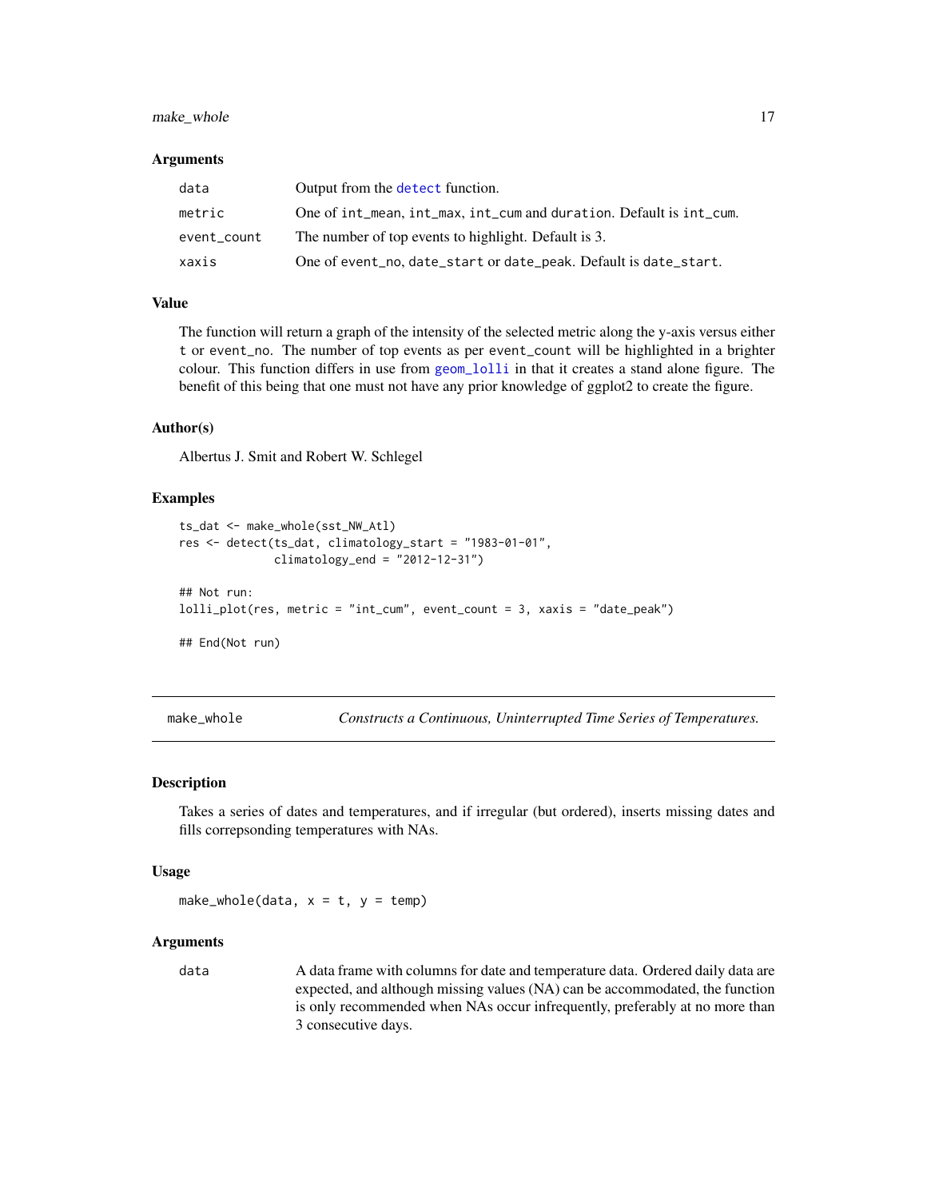### Arguments

| | |
|---|---|
| `data` | Output from the `detect` function. |
| `metric` | One of `int_mean`, `int_max`, `int_cum` and `duration`. Default is `int_cum`. |
| `event_count` | The number of top events to highlight. Default is 3. |
| `xaxis` | One of `event_no`, `date_start` or `date_peak`. Default is `date_start`. |

### Value

The function will return a graph of the intensity of the selected metric along the y-axis versus either `t` or `event_no`. The number of top events as per `event_count` will be highlighted in a brighter colour. This function differs in use from `geom_lolli` in that it creates a stand alone figure. The benefit of this being that one must not have any prior knowledge of ggplot2 to create the figure.

### Author(s)

Albertus J. Smit and Robert W. Schlegel

### Examples

```
ts_dat <- make_whole(sst_NW_Atl)
res <- detect(ts_dat, climatology_start = "1983-01-01",
              climatology_end = "2012-12-31")

## Not run:
lolli_plot(res, metric = "int_cum", event_count = 3, xaxis = "date_peak")

## End(Not run)
```

---

## make_whole — *Constructs a Continuous, Uninterrupted Time Series of Temperatures.*

### Description

Takes a series of dates and temperatures, and if irregular (but ordered), inserts missing dates and fills correpsonding temperatures with NAs.

### Usage

```
make_whole(data, x = t, y = temp)
```

### Arguments

| | |
|---|---|
| `data` | A data frame with columns for date and temperature data. Ordered daily data are expected, and although missing values (NA) can be accommodated, the function is only recommended when NAs occur infrequently, preferably at no more than 3 consecutive days. |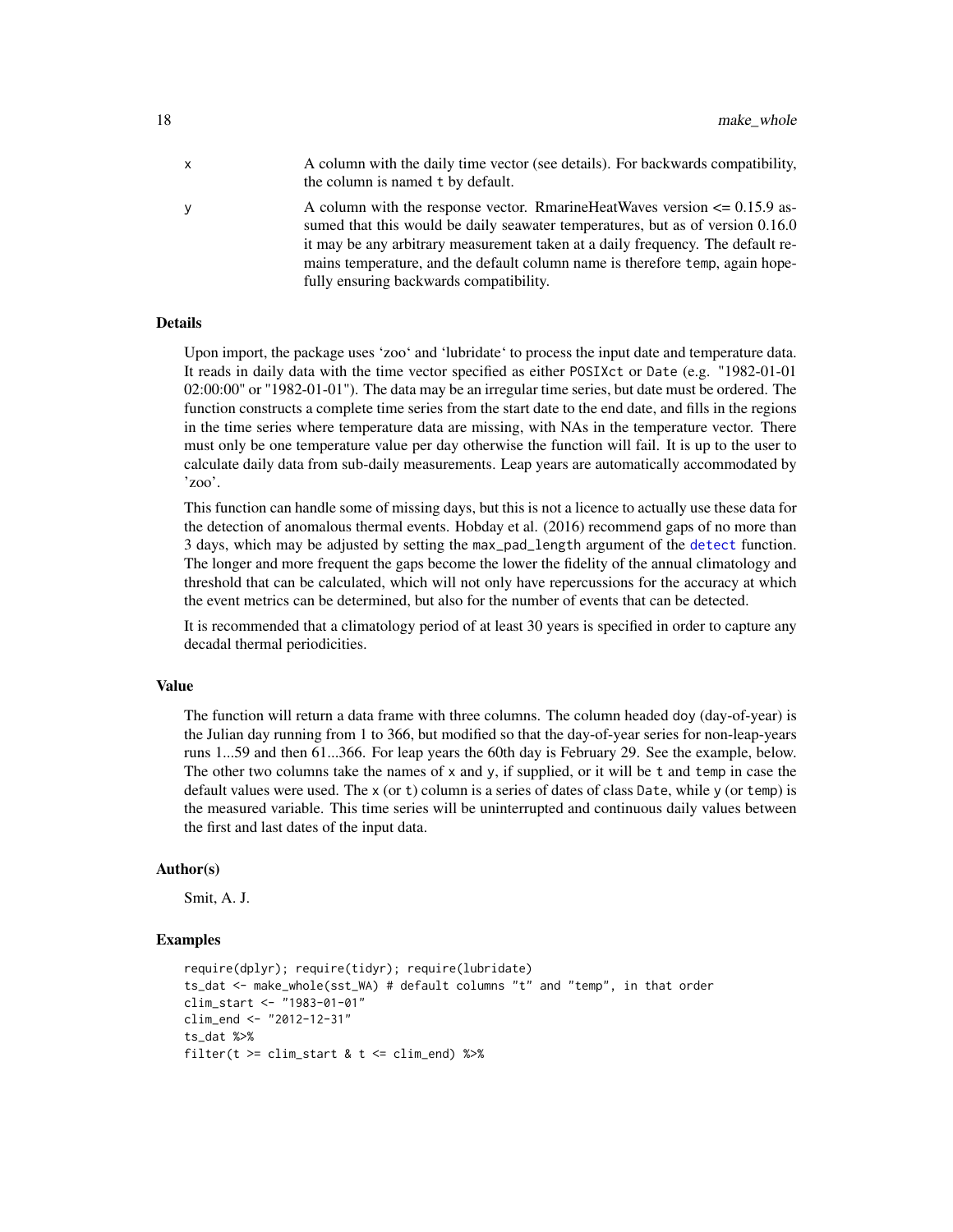| | |
|---|---|
| x | A column with the daily time vector (see details). For backwards compatibility, the column is named t by default. |
| y | A column with the response vector. RmarineHeatWaves version <= 0.15.9 assumed that this would be daily seawater temperatures, but as of version 0.16.0 it may be any arbitrary measurement taken at a daily frequency. The default remains temperature, and the default column name is therefore temp, again hopefully ensuring backwards compatibility. |

### Details

Upon import, the package uses 'zoo' and 'lubridate' to process the input date and temperature data. It reads in daily data with the time vector specified as either POSIXct or Date (e.g. "1982-01-01 02:00:00" or "1982-01-01"). The data may be an irregular time series, but date must be ordered. The function constructs a complete time series from the start date to the end date, and fills in the regions in the time series where temperature data are missing, with NAs in the temperature vector. There must only be one temperature value per day otherwise the function will fail. It is up to the user to calculate daily data from sub-daily measurements. Leap years are automatically accommodated by 'zoo'.

This function can handle some of missing days, but this is not a licence to actually use these data for the detection of anomalous thermal events. Hobday et al. (2016) recommend gaps of no more than 3 days, which may be adjusted by setting the max_pad_length argument of the detect function. The longer and more frequent the gaps become the lower the fidelity of the annual climatology and threshold that can be calculated, which will not only have repercussions for the accuracy at which the event metrics can be determined, but also for the number of events that can be detected.

It is recommended that a climatology period of at least 30 years is specified in order to capture any decadal thermal periodicities.

### Value

The function will return a data frame with three columns. The column headed doy (day-of-year) is the Julian day running from 1 to 366, but modified so that the day-of-year series for non-leap-years runs 1...59 and then 61...366. For leap years the 60th day is February 29. See the example, below. The other two columns take the names of x and y, if supplied, or it will be t and temp in case the default values were used. The x (or t) column is a series of dates of class Date, while y (or temp) is the measured variable. This time series will be uninterrupted and continuous daily values between the first and last dates of the input data.

### Author(s)

Smit, A. J.

### Examples

```
require(dplyr); require(tidyr); require(lubridate)
ts_dat <- make_whole(sst_WA) # default columns "t" and "temp", in that order
clim_start <- "1983-01-01"
clim_end <- "2012-12-31"
ts_dat %>%
filter(t >= clim_start & t <= clim_end) %>%
```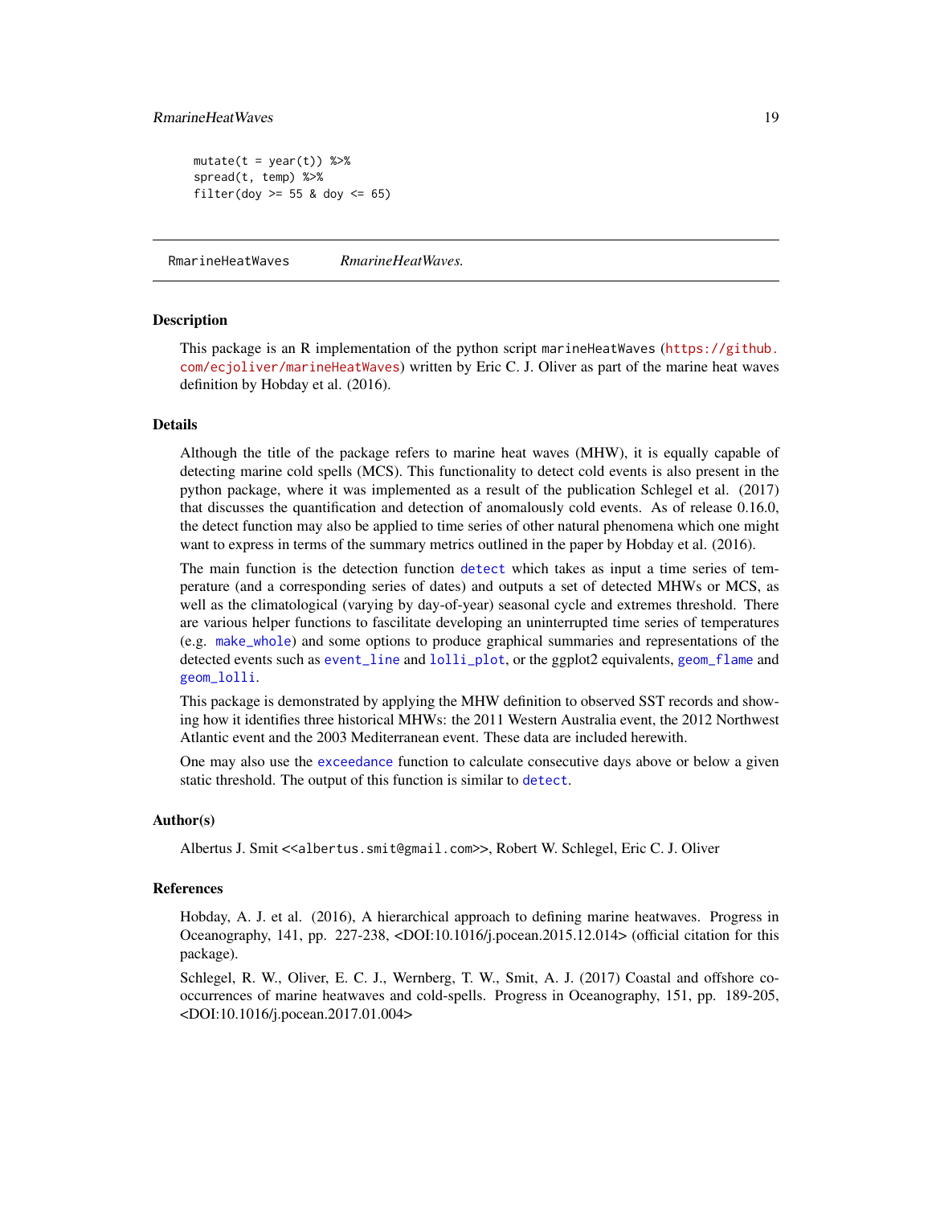```
mutate(t = year(t)) %>%
spread(t, temp) %>%
filter(doy >= 55 & doy <= 65)
```

---

RmarineHeatWaves *RmarineHeatWaves.*

---

## Description

This package is an R implementation of the python script marineHeatWaves (https://github.com/ecjoliver/marineHeatWaves) written by Eric C. J. Oliver as part of the marine heat waves definition by Hobday et al. (2016).

## Details

Although the title of the package refers to marine heat waves (MHW), it is equally capable of detecting marine cold spells (MCS). This functionality to detect cold events is also present in the python package, where it was implemented as a result of the publication Schlegel et al. (2017) that discusses the quantification and detection of anomalously cold events. As of release 0.16.0, the detect function may also be applied to time series of other natural phenomena which one might want to express in terms of the summary metrics outlined in the paper by Hobday et al. (2016).

The main function is the detection function detect which takes as input a time series of temperature (and a corresponding series of dates) and outputs a set of detected MHWs or MCS, as well as the climatological (varying by day-of-year) seasonal cycle and extremes threshold. There are various helper functions to fascilitate developing an uninterrupted time series of temperatures (e.g. make_whole) and some options to produce graphical summaries and representations of the detected events such as event_line and lolli_plot, or the ggplot2 equivalents, geom_flame and geom_lolli.

This package is demonstrated by applying the MHW definition to observed SST records and showing how it identifies three historical MHWs: the 2011 Western Australia event, the 2012 Northwest Atlantic event and the 2003 Mediterranean event. These data are included herewith.

One may also use the exceedance function to calculate consecutive days above or below a given static threshold. The output of this function is similar to detect.

## Author(s)

Albertus J. Smit <<albertus.smit@gmail.com>>, Robert W. Schlegel, Eric C. J. Oliver

## References

Hobday, A. J. et al. (2016), A hierarchical approach to defining marine heatwaves. Progress in Oceanography, 141, pp. 227-238, <DOI:10.1016/j.pocean.2015.12.014> (official citation for this package).

Schlegel, R. W., Oliver, E. C. J., Wernberg, T. W., Smit, A. J. (2017) Coastal and offshore co-occurrences of marine heatwaves and cold-spells. Progress in Oceanography, 151, pp. 189-205, <DOI:10.1016/j.pocean.2017.01.004>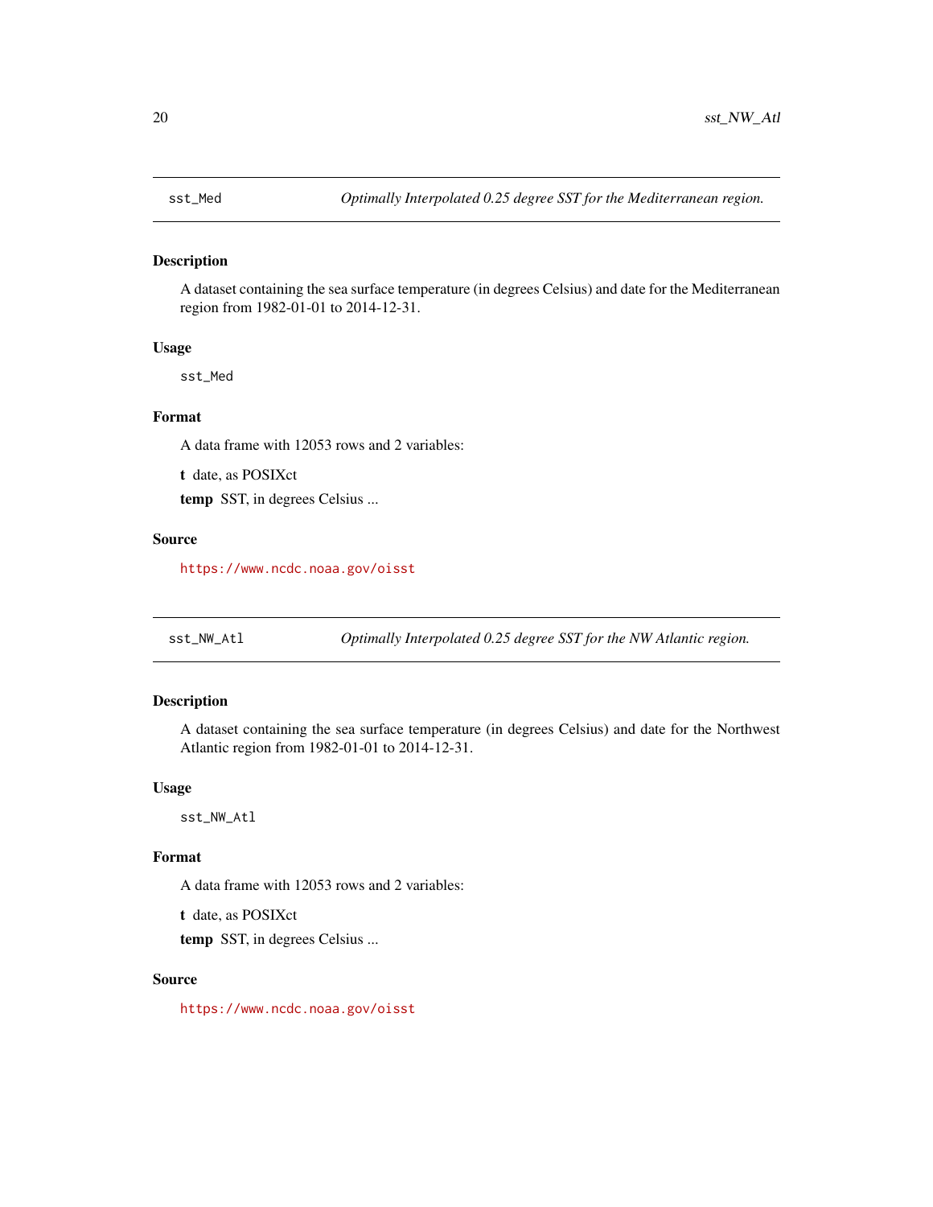## sst_Med — *Optimally Interpolated 0.25 degree SST for the Mediterranean region.*

### Description

A dataset containing the sea surface temperature (in degrees Celsius) and date for the Mediterranean region from 1982-01-01 to 2014-12-31.

### Usage

```
sst_Med
```

### Format

A data frame with 12053 rows and 2 variables:

**t** date, as POSIXct

**temp** SST, in degrees Celsius ...

### Source

https://www.ncdc.noaa.gov/oisst

## sst_NW_Atl — *Optimally Interpolated 0.25 degree SST for the NW Atlantic region.*

### Description

A dataset containing the sea surface temperature (in degrees Celsius) and date for the Northwest Atlantic region from 1982-01-01 to 2014-12-31.

### Usage

```
sst_NW_Atl
```

### Format

A data frame with 12053 rows and 2 variables:

**t** date, as POSIXct

**temp** SST, in degrees Celsius ...

### Source

https://www.ncdc.noaa.gov/oisst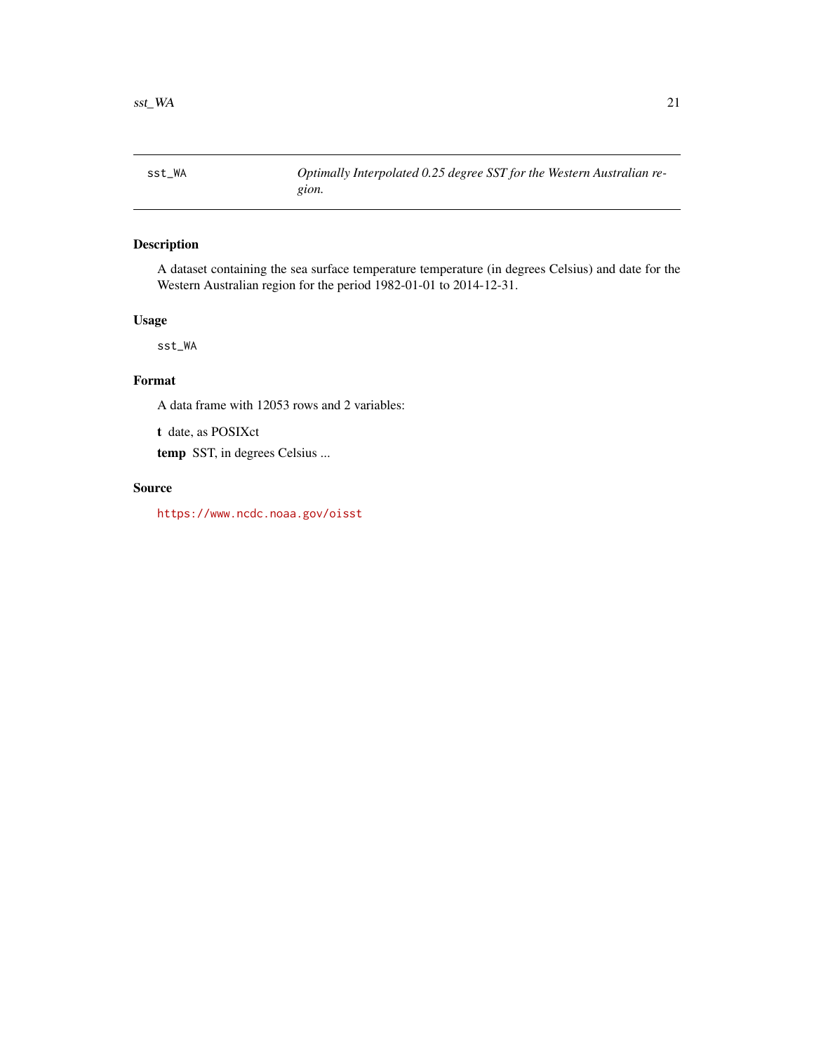`sst_WA` *Optimally Interpolated 0.25 degree SST for the Western Australian region.*

## Description

A dataset containing the sea surface temperature temperature (in degrees Celsius) and date for the Western Australian region for the period 1982-01-01 to 2014-12-31.

## Usage

```
sst_WA
```

## Format

A data frame with 12053 rows and 2 variables:

**t** date, as POSIXct

**temp** SST, in degrees Celsius ...

## Source

https://www.ncdc.noaa.gov/oisst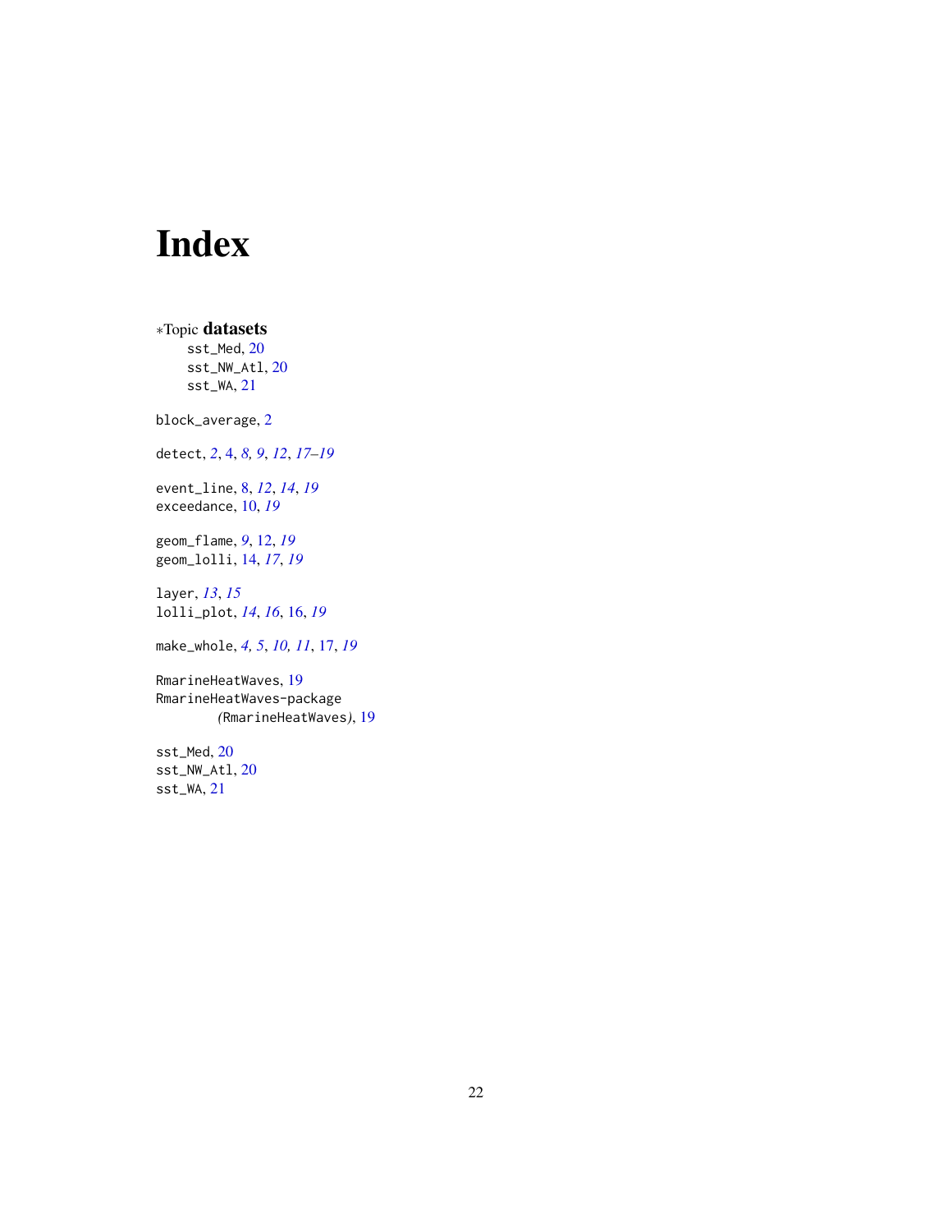# Index

∗Topic **datasets**

- sst_Med, 20
- sst_NW_Atl, 20
- sst_WA, 21

block_average, 2

detect, *2*, 4, *8, 9*, *12*, *17–19*

event_line, 8, *12*, *14*, *19*
exceedance, 10, *19*

geom_flame, *9*, 12, *19*
geom_lolli, 14, *17*, *19*

layer, *13*, *15*
lolli_plot, *14*, *16*, 16, *19*

make_whole, *4, 5*, *10, 11*, 17, *19*

RmarineHeatWaves, 19
RmarineHeatWaves-package
    *(*RmarineHeatWaves*)*, 19

sst_Med, 20
sst_NW_Atl, 20
sst_WA, 21